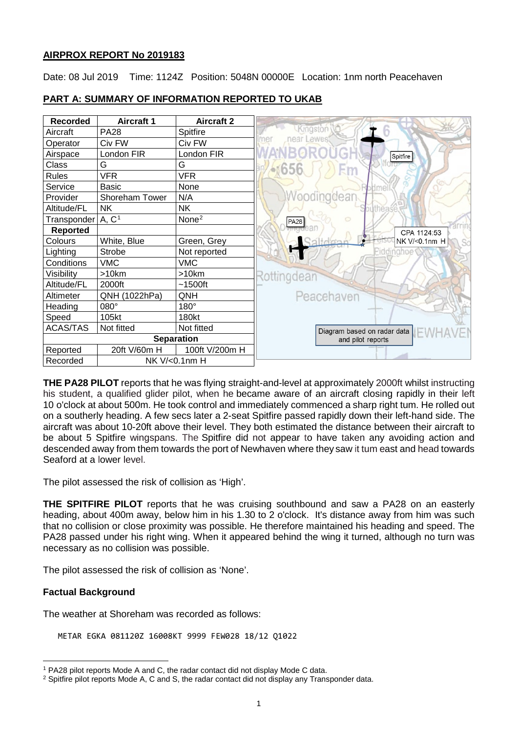**AIRPROX REPORT No 2019183**

Date: 08 Jul 2019 Time: 1124Z Position: 5048N 00000E Location: 1nm north Peacehaven

## PART A: SUMMARY OF INFORMATION REPORTED TO UKAB

| Recorded | Aircraft 1 | Aircraft 2 |
|---|---|---|
| Aircraft | PA28 | Spitfire |
| Operator | Civ FW | Civ FW |
| Airspace | London FIR | London FIR |
| Class | G | G |
| Rules | VFR | VFR |
| Service | Basic | None |
| Provider | Shoreham Tower | N/A |
| Altitude/FL | NK | NK |
| Transponder | A, C[1] | None[2] |
| **Reported** | | |
| Colours | White, Blue | Green, Grey |
| Lighting | Strobe | Not reported |
| Conditions | VMC | VMC |
| Visibility | >10km | >10km |
| Altitude/FL | 2000ft | ~1500ft |
| Altimeter | QNH (1022hPa) | QNH |
| Heading | 080° | 180° |
| Speed | 105kt | 180kt |
| ACAS/TAS | Not fitted | Not fitted |
| **Separation** | | |
| Reported | 20ft V/60m H | 100ft V/200m H |
| Recorded | NK V/<0.1nm H | |

Spitfire

PA28

CPA 1124:53
NK V/<0.1nm H

Diagram based on radar data and pilot reports

**THE PA28 PILOT** reports that he was flying straight-and-level at approximately 2000ft whilst instructing his student, a qualified glider pilot, when he became aware of an aircraft closing rapidly in their left 10 o'clock at about 500m. He took control and immediately commenced a sharp right turn. He rolled out on a southerly heading. A few secs later a 2-seat Spitfire passed rapidly down their left-hand side. The aircraft was about 10-20ft above their level. They both estimated the distance between their aircraft to be about 5 Spitfire wingspans. The Spitfire did not appear to have taken any avoiding action and descended away from them towards the port of Newhaven where they saw it turn east and head towards Seaford at a lower level.

The pilot assessed the risk of collision as 'High'.

**THE SPITFIRE PILOT** reports that he was cruising southbound and saw a PA28 on an easterly heading, about 400m away, below him in his 1.30 to 2 o'clock. It's distance away from him was such that no collision or close proximity was possible. He therefore maintained his heading and speed. The PA28 passed under his right wing. When it appeared behind the wing it turned, although no turn was necessary as no collision was possible.

The pilot assessed the risk of collision as 'None'.

### Factual Background

The weather at Shoreham was recorded as follows:

```
METAR EGKA 081120Z 16008KT 9999 FEW028 18/12 Q1022
```

[1] PA28 pilot reports Mode A and C, the radar contact did not display Mode C data.
[2] Spitfire pilot reports Mode A, C and S, the radar contact did not display any Transponder data.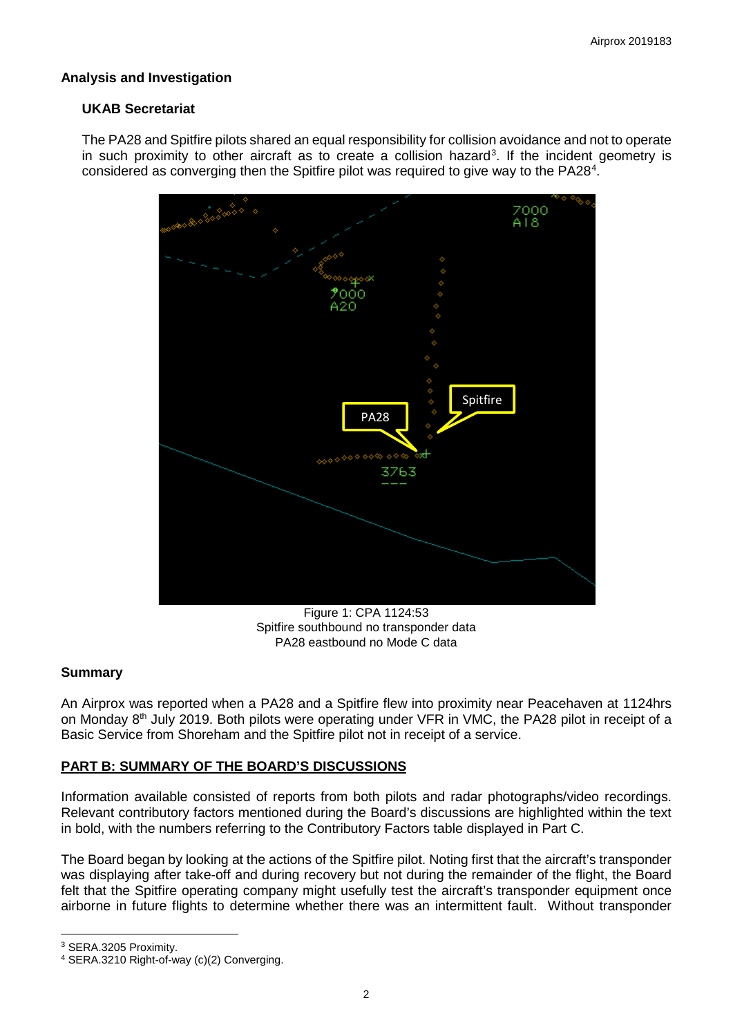## Analysis and Investigation

### UKAB Secretariat

The PA28 and Spitfire pilots shared an equal responsibility for collision avoidance and not to operate in such proximity to other aircraft as to create a collision hazard[3]. If the incident geometry is considered as converging then the Spitfire pilot was required to give way to the PA28[4].

7000
A18
7000
A20
Spitfire
PA28
3763
---

Figure 1: CPA 1124:53
Spitfire southbound no transponder data
PA28 eastbound no Mode C data

## Summary

An Airprox was reported when a PA28 and a Spitfire flew into proximity near Peacehaven at 1124hrs on Monday 8th July 2019. Both pilots were operating under VFR in VMC, the PA28 pilot in receipt of a Basic Service from Shoreham and the Spitfire pilot not in receipt of a service.

## PART B: SUMMARY OF THE BOARD'S DISCUSSIONS

Information available consisted of reports from both pilots and radar photographs/video recordings. Relevant contributory factors mentioned during the Board's discussions are highlighted within the text in bold, with the numbers referring to the Contributory Factors table displayed in Part C.

The Board began by looking at the actions of the Spitfire pilot. Noting first that the aircraft's transponder was displaying after take-off and during recovery but not during the remainder of the flight, the Board felt that the Spitfire operating company might usefully test the aircraft's transponder equipment once airborne in future flights to determine whether there was an intermittent fault. Without transponder

---

[3] SERA.3205 Proximity.

[4] SERA.3210 Right-of-way (c)(2) Converging.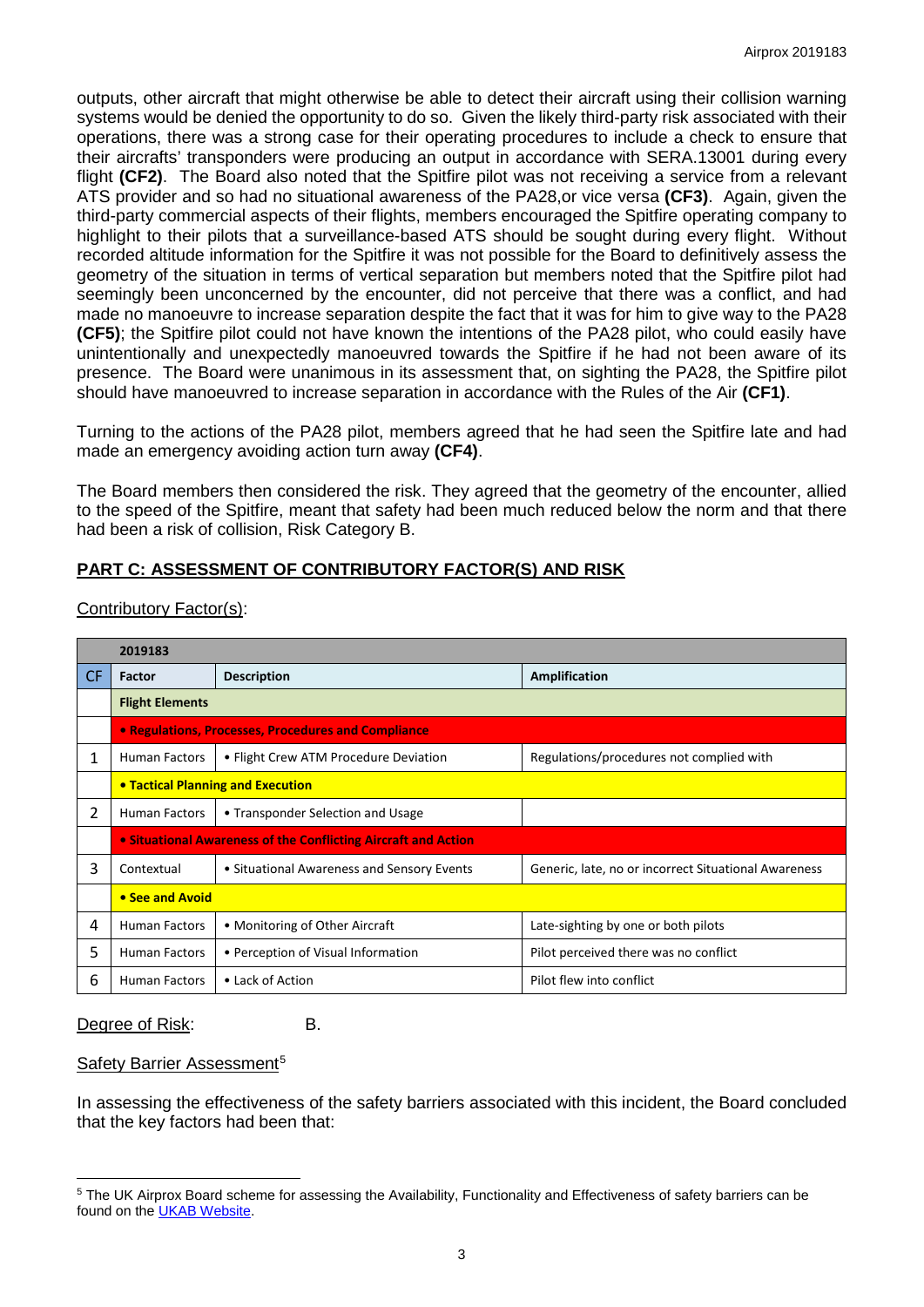outputs, other aircraft that might otherwise be able to detect their aircraft using their collision warning systems would be denied the opportunity to do so. Given the likely third-party risk associated with their operations, there was a strong case for their operating procedures to include a check to ensure that their aircrafts' transponders were producing an output in accordance with SERA.13001 during every flight **(CF2)**. The Board also noted that the Spitfire pilot was not receiving a service from a relevant ATS provider and so had no situational awareness of the PA28,or vice versa **(CF3)**. Again, given the third-party commercial aspects of their flights, members encouraged the Spitfire operating company to highlight to their pilots that a surveillance-based ATS should be sought during every flight. Without recorded altitude information for the Spitfire it was not possible for the Board to definitively assess the geometry of the situation in terms of vertical separation but members noted that the Spitfire pilot had seemingly been unconcerned by the encounter, did not perceive that there was a conflict, and had made no manoeuvre to increase separation despite the fact that it was for him to give way to the PA28 **(CF5)**; the Spitfire pilot could not have known the intentions of the PA28 pilot, who could easily have unintentionally and unexpectedly manoeuvred towards the Spitfire if he had not been aware of its presence. The Board were unanimous in its assessment that, on sighting the PA28, the Spitfire pilot should have manoeuvred to increase separation in accordance with the Rules of the Air **(CF1)**.

Turning to the actions of the PA28 pilot, members agreed that he had seen the Spitfire late and had made an emergency avoiding action turn away **(CF4)**.

The Board members then considered the risk. They agreed that the geometry of the encounter, allied to the speed of the Spitfire, meant that safety had been much reduced below the norm and that there had been a risk of collision, Risk Category B.

## PART C: ASSESSMENT OF CONTRIBUTORY FACTOR(S) AND RISK

Contributory Factor(s):

| | 2019183 | | |
|---|---|---|---|
| **CF** | **Factor** | **Description** | **Amplification** |
| | **Flight Elements** | | |
| | **• Regulations, Processes, Procedures and Compliance** | | |
| 1 | Human Factors | • Flight Crew ATM Procedure Deviation | Regulations/procedures not complied with |
| | **• Tactical Planning and Execution** | | |
| 2 | Human Factors | • Transponder Selection and Usage | |
| | **• Situational Awareness of the Conflicting Aircraft and Action** | | |
| 3 | Contextual | • Situational Awareness and Sensory Events | Generic, late, no or incorrect Situational Awareness |
| | **• See and Avoid** | | |
| 4 | Human Factors | • Monitoring of Other Aircraft | Late-sighting by one or both pilots |
| 5 | Human Factors | • Perception of Visual Information | Pilot perceived there was no conflict |
| 6 | Human Factors | • Lack of Action | Pilot flew into conflict |

Degree of Risk: B.

Safety Barrier Assessment[5]

In assessing the effectiveness of the safety barriers associated with this incident, the Board concluded that the key factors had been that:

[5] The UK Airprox Board scheme for assessing the Availability, Functionality and Effectiveness of safety barriers can be found on the UKAB Website.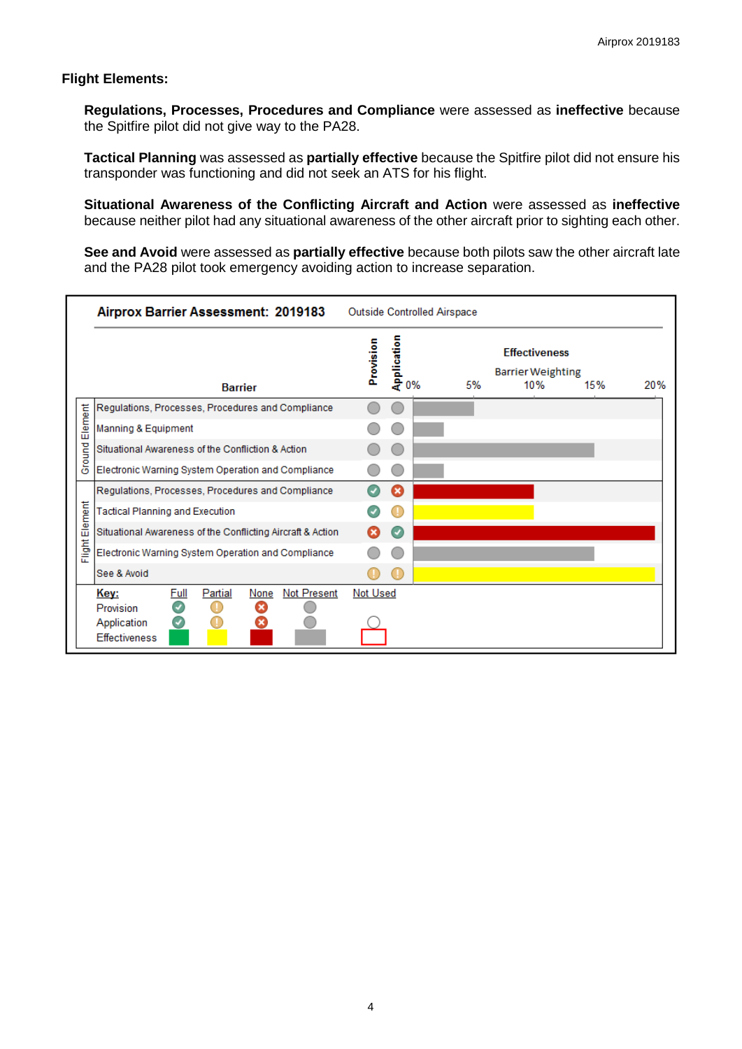**Flight Elements:**

**Regulations, Processes, Procedures and Compliance** were assessed as **ineffective** because the Spitfire pilot did not give way to the PA28.

**Tactical Planning** was assessed as **partially effective** because the Spitfire pilot did not ensure his transponder was functioning and did not seek an ATS for his flight.

**Situational Awareness of the Conflicting Aircraft and Action** were assessed as **ineffective** because neither pilot had any situational awareness of the other aircraft prior to sighting each other.

**See and Avoid** were assessed as **partially effective** because both pilots saw the other aircraft late and the PA28 pilot took emergency avoiding action to increase separation.

**Airprox Barrier Assessment: 2019183** Outside Controlled Airspace

Barrier
Provision
Application
Effectiveness
Barrier Weighting
0% 5% 10% 15% 20%

Ground Element
Regulations, Processes, Procedures and Compliance
Manning & Equipment
Situational Awareness of the Confliction & Action
Electronic Warning System Operation and Compliance

Flight Element
Regulations, Processes, Procedures and Compliance
Tactical Planning and Execution
Situational Awareness of the Conflicting Aircraft & Action
Electronic Warning System Operation and Compliance
See & Avoid

Key: Full Partial None Not Present Not Used
Provision
Application
Effectiveness